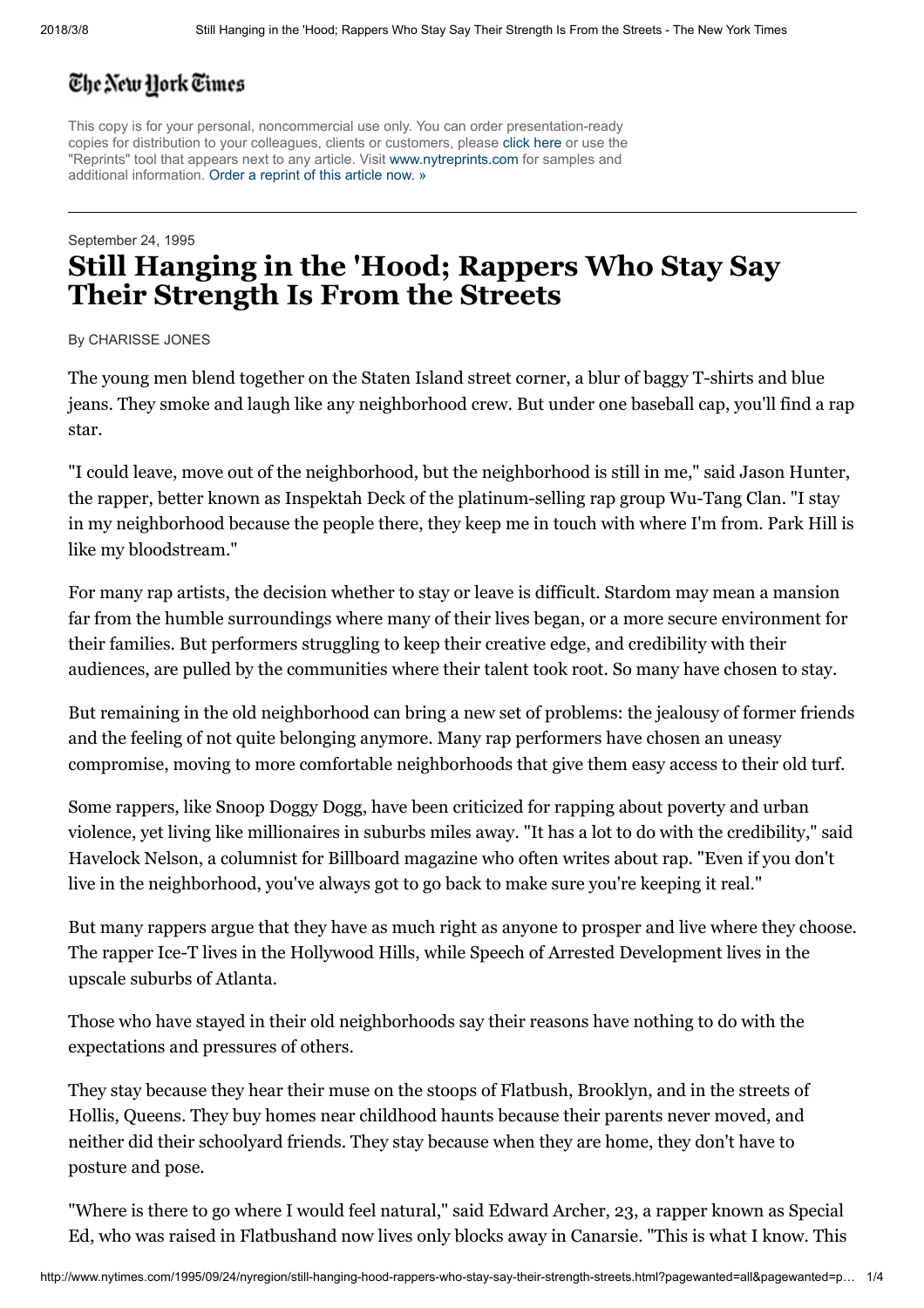The New York Times

This copy is for your personal, noncommercial use only. You can order presentation-ready copies for distribution to your colleagues, clients or customers, please click here or use the "Reprints" tool that appears next to any article. Visit www.nytreprints.com for samples and additional information. Order a reprint of this article now. »

---

September 24, 1995

# Still Hanging in the 'Hood; Rappers Who Stay Say Their Strength Is From the Streets

By CHARISSE JONES

The young men blend together on the Staten Island street corner, a blur of baggy T-shirts and blue jeans. They smoke and laugh like any neighborhood crew. But under one baseball cap, you'll find a rap star.

"I could leave, move out of the neighborhood, but the neighborhood is still in me," said Jason Hunter, the rapper, better known as Inspektah Deck of the platinum-selling rap group Wu-Tang Clan. "I stay in my neighborhood because the people there, they keep me in touch with where I'm from. Park Hill is like my bloodstream."

For many rap artists, the decision whether to stay or leave is difficult. Stardom may mean a mansion far from the humble surroundings where many of their lives began, or a more secure environment for their families. But performers struggling to keep their creative edge, and credibility with their audiences, are pulled by the communities where their talent took root. So many have chosen to stay.

But remaining in the old neighborhood can bring a new set of problems: the jealousy of former friends and the feeling of not quite belonging anymore. Many rap performers have chosen an uneasy compromise, moving to more comfortable neighborhoods that give them easy access to their old turf.

Some rappers, like Snoop Doggy Dogg, have been criticized for rapping about poverty and urban violence, yet living like millionaires in suburbs miles away. "It has a lot to do with the credibility," said Havelock Nelson, a columnist for Billboard magazine who often writes about rap. "Even if you don't live in the neighborhood, you've always got to go back to make sure you're keeping it real."

But many rappers argue that they have as much right as anyone to prosper and live where they choose. The rapper Ice-T lives in the Hollywood Hills, while Speech of Arrested Development lives in the upscale suburbs of Atlanta.

Those who have stayed in their old neighborhoods say their reasons have nothing to do with the expectations and pressures of others.

They stay because they hear their muse on the stoops of Flatbush, Brooklyn, and in the streets of Hollis, Queens. They buy homes near childhood haunts because their parents never moved, and neither did their schoolyard friends. They stay because when they are home, they don't have to posture and pose.

"Where is there to go where I would feel natural," said Edward Archer, 23, a rapper known as Special Ed, who was raised in Flatbushand now lives only blocks away in Canarsie. "This is what I know. This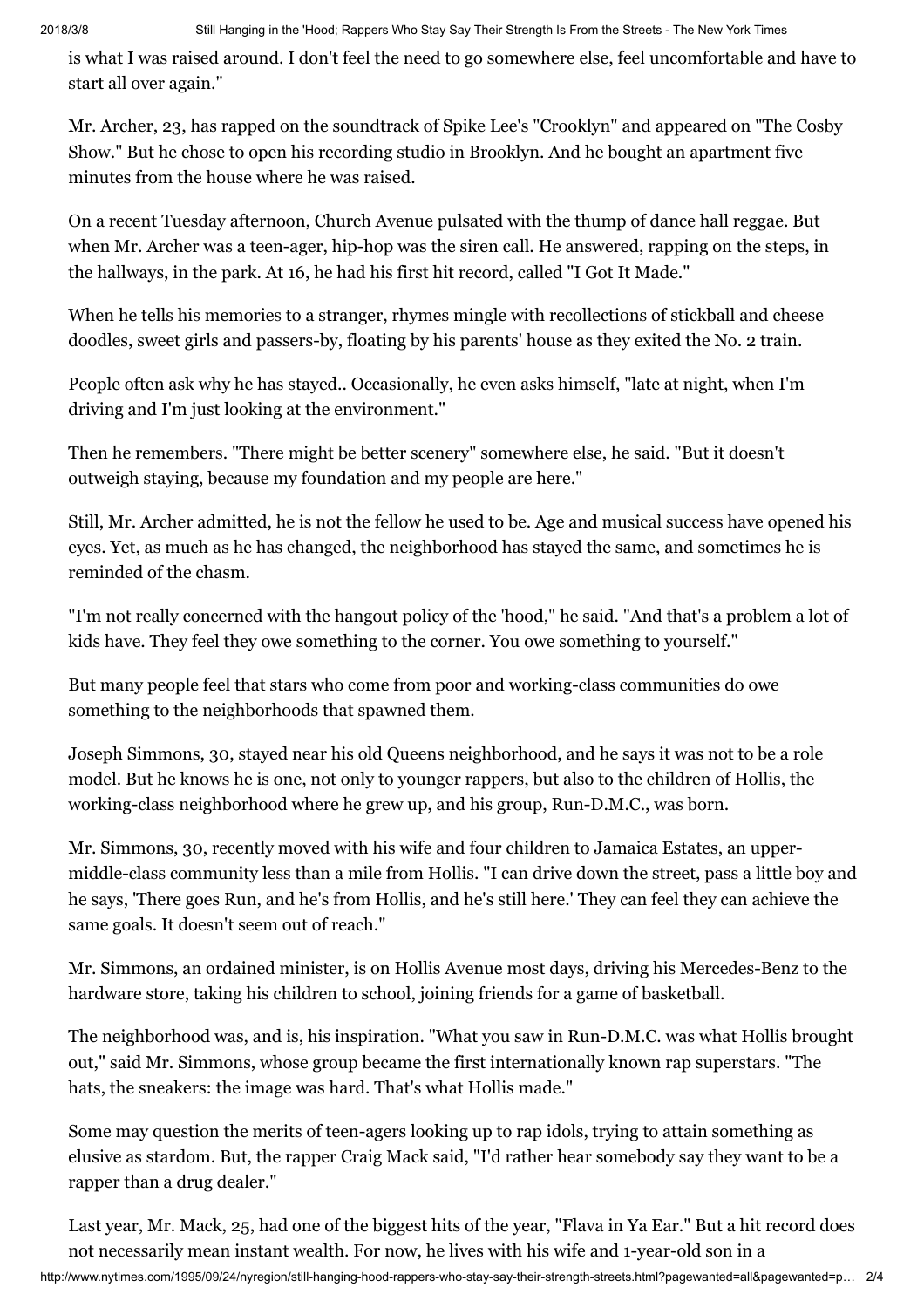is what I was raised around. I don't feel the need to go somewhere else, feel uncomfortable and have to start all over again."

Mr. Archer, 23, has rapped on the soundtrack of Spike Lee's "Crooklyn" and appeared on "The Cosby Show." But he chose to open his recording studio in Brooklyn. And he bought an apartment five minutes from the house where he was raised.

On a recent Tuesday afternoon, Church Avenue pulsated with the thump of dance hall reggae. But when Mr. Archer was a teen-ager, hip-hop was the siren call. He answered, rapping on the steps, in the hallways, in the park. At 16, he had his first hit record, called "I Got It Made."

When he tells his memories to a stranger, rhymes mingle with recollections of stickball and cheese doodles, sweet girls and passers-by, floating by his parents' house as they exited the No. 2 train.

People often ask why he has stayed.. Occasionally, he even asks himself, "late at night, when I'm driving and I'm just looking at the environment."

Then he remembers. "There might be better scenery" somewhere else, he said. "But it doesn't outweigh staying, because my foundation and my people are here."

Still, Mr. Archer admitted, he is not the fellow he used to be. Age and musical success have opened his eyes. Yet, as much as he has changed, the neighborhood has stayed the same, and sometimes he is reminded of the chasm.

"I'm not really concerned with the hangout policy of the 'hood," he said. "And that's a problem a lot of kids have. They feel they owe something to the corner. You owe something to yourself."

But many people feel that stars who come from poor and working-class communities do owe something to the neighborhoods that spawned them.

Joseph Simmons, 30, stayed near his old Queens neighborhood, and he says it was not to be a role model. But he knows he is one, not only to younger rappers, but also to the children of Hollis, the working-class neighborhood where he grew up, and his group, Run-D.M.C., was born.

Mr. Simmons, 30, recently moved with his wife and four children to Jamaica Estates, an upper-middle-class community less than a mile from Hollis. "I can drive down the street, pass a little boy and he says, 'There goes Run, and he's from Hollis, and he's still here.' They can feel they can achieve the same goals. It doesn't seem out of reach."

Mr. Simmons, an ordained minister, is on Hollis Avenue most days, driving his Mercedes-Benz to the hardware store, taking his children to school, joining friends for a game of basketball.

The neighborhood was, and is, his inspiration. "What you saw in Run-D.M.C. was what Hollis brought out," said Mr. Simmons, whose group became the first internationally known rap superstars. "The hats, the sneakers: the image was hard. That's what Hollis made."

Some may question the merits of teen-agers looking up to rap idols, trying to attain something as elusive as stardom. But, the rapper Craig Mack said, "I'd rather hear somebody say they want to be a rapper than a drug dealer."

Last year, Mr. Mack, 25, had one of the biggest hits of the year, "Flava in Ya Ear." But a hit record does not necessarily mean instant wealth. For now, he lives with his wife and 1-year-old son in a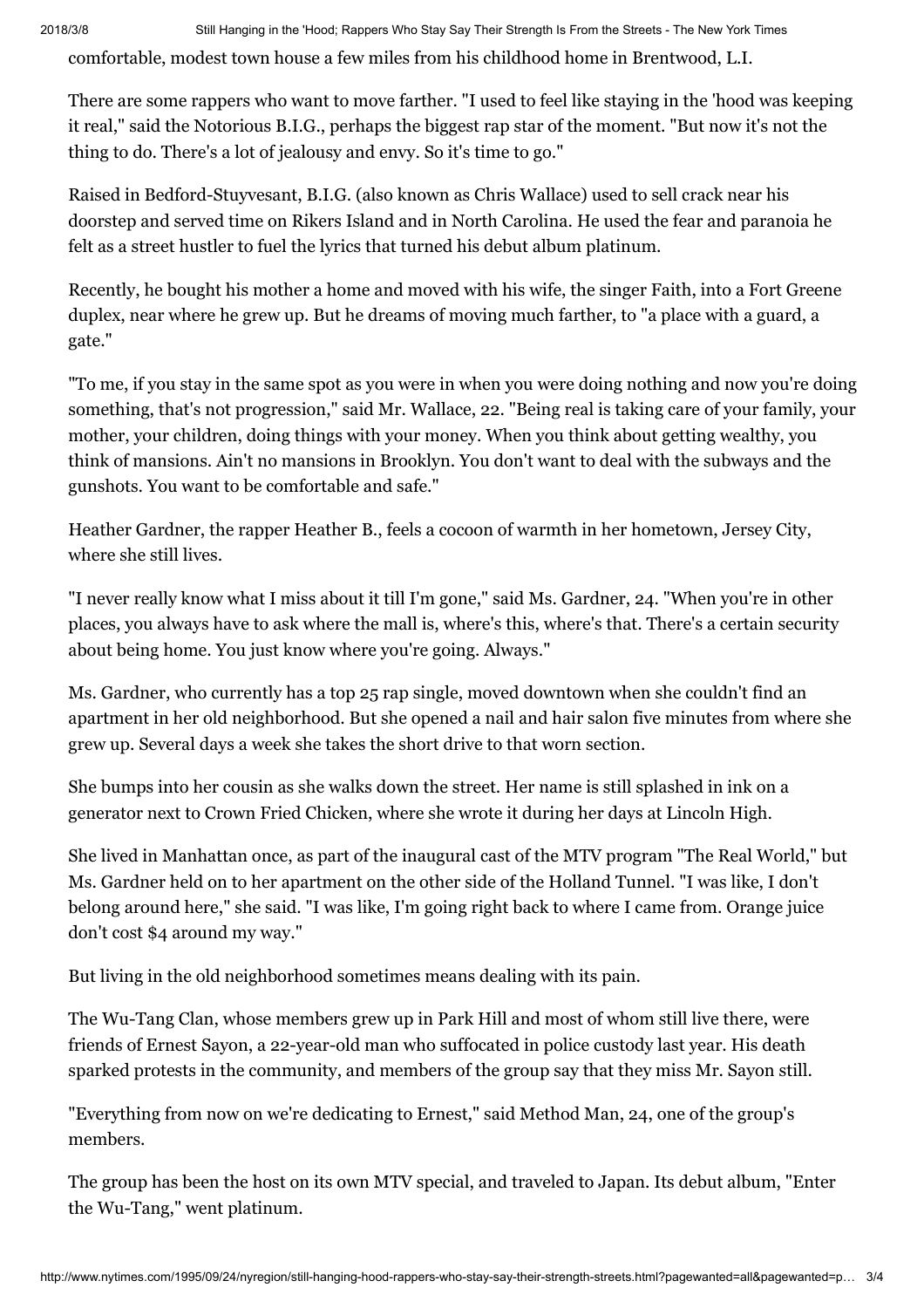comfortable, modest town house a few miles from his childhood home in Brentwood, L.I.

There are some rappers who want to move farther. "I used to feel like staying in the 'hood was keeping it real," said the Notorious B.I.G., perhaps the biggest rap star of the moment. "But now it's not the thing to do. There's a lot of jealousy and envy. So it's time to go."

Raised in Bedford-Stuyvesant, B.I.G. (also known as Chris Wallace) used to sell crack near his doorstep and served time on Rikers Island and in North Carolina. He used the fear and paranoia he felt as a street hustler to fuel the lyrics that turned his debut album platinum.

Recently, he bought his mother a home and moved with his wife, the singer Faith, into a Fort Greene duplex, near where he grew up. But he dreams of moving much farther, to "a place with a guard, a gate."

"To me, if you stay in the same spot as you were in when you were doing nothing and now you're doing something, that's not progression," said Mr. Wallace, 22. "Being real is taking care of your family, your mother, your children, doing things with your money. When you think about getting wealthy, you think of mansions. Ain't no mansions in Brooklyn. You don't want to deal with the subways and the gunshots. You want to be comfortable and safe."

Heather Gardner, the rapper Heather B., feels a cocoon of warmth in her hometown, Jersey City, where she still lives.

"I never really know what I miss about it till I'm gone," said Ms. Gardner, 24. "When you're in other places, you always have to ask where the mall is, where's this, where's that. There's a certain security about being home. You just know where you're going. Always."

Ms. Gardner, who currently has a top 25 rap single, moved downtown when she couldn't find an apartment in her old neighborhood. But she opened a nail and hair salon five minutes from where she grew up. Several days a week she takes the short drive to that worn section.

She bumps into her cousin as she walks down the street. Her name is still splashed in ink on a generator next to Crown Fried Chicken, where she wrote it during her days at Lincoln High.

She lived in Manhattan once, as part of the inaugural cast of the MTV program "The Real World," but Ms. Gardner held on to her apartment on the other side of the Holland Tunnel. "I was like, I don't belong around here," she said. "I was like, I'm going right back to where I came from. Orange juice don't cost $4 around my way."

But living in the old neighborhood sometimes means dealing with its pain.

The Wu-Tang Clan, whose members grew up in Park Hill and most of whom still live there, were friends of Ernest Sayon, a 22-year-old man who suffocated in police custody last year. His death sparked protests in the community, and members of the group say that they miss Mr. Sayon still.

"Everything from now on we're dedicating to Ernest," said Method Man, 24, one of the group's members.

The group has been the host on its own MTV special, and traveled to Japan. Its debut album, "Enter the Wu-Tang," went platinum.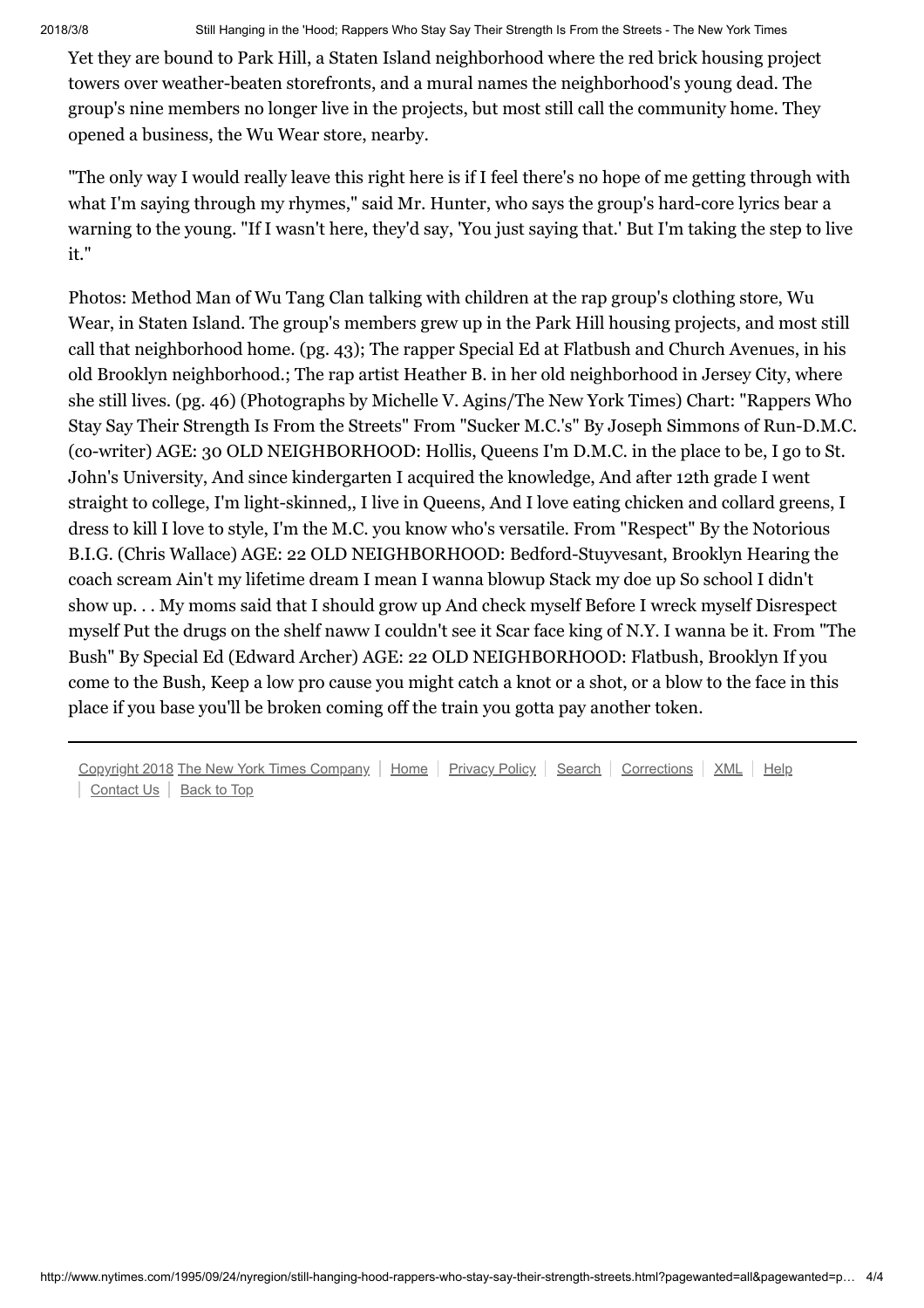Yet they are bound to Park Hill, a Staten Island neighborhood where the red brick housing project towers over weather-beaten storefronts, and a mural names the neighborhood's young dead. The group's nine members no longer live in the projects, but most still call the community home. They opened a business, the Wu Wear store, nearby.

"The only way I would really leave this right here is if I feel there's no hope of me getting through with what I'm saying through my rhymes," said Mr. Hunter, who says the group's hard-core lyrics bear a warning to the young. "If I wasn't here, they'd say, 'You just saying that.' But I'm taking the step to live it."

Photos: Method Man of Wu Tang Clan talking with children at the rap group's clothing store, Wu Wear, in Staten Island. The group's members grew up in the Park Hill housing projects, and most still call that neighborhood home. (pg. 43); The rapper Special Ed at Flatbush and Church Avenues, in his old Brooklyn neighborhood.; The rap artist Heather B. in her old neighborhood in Jersey City, where she still lives. (pg. 46) (Photographs by Michelle V. Agins/The New York Times) Chart: "Rappers Who Stay Say Their Strength Is From the Streets" From "Sucker M.C.'s" By Joseph Simmons of Run-D.M.C. (co-writer) AGE: 30 OLD NEIGHBORHOOD: Hollis, Queens I'm D.M.C. in the place to be, I go to St. John's University, And since kindergarten I acquired the knowledge, And after 12th grade I went straight to college, I'm light-skinned,, I live in Queens, And I love eating chicken and collard greens, I dress to kill I love to style, I'm the M.C. you know who's versatile. From "Respect" By the Notorious B.I.G. (Chris Wallace) AGE: 22 OLD NEIGHBORHOOD: Bedford-Stuyvesant, Brooklyn Hearing the coach scream Ain't my lifetime dream I mean I wanna blowup Stack my doe up So school I didn't show up. . . My moms said that I should grow up And check myself Before I wreck myself Disrespect myself Put the drugs on the shelf naww I couldn't see it Scar face king of N.Y. I wanna be it. From "The Bush" By Special Ed (Edward Archer) AGE: 22 OLD NEIGHBORHOOD: Flatbush, Brooklyn If you come to the Bush, Keep a low pro cause you might catch a knot or a shot, or a blow to the face in this place if you base you'll be broken coming off the train you gotta pay another token.